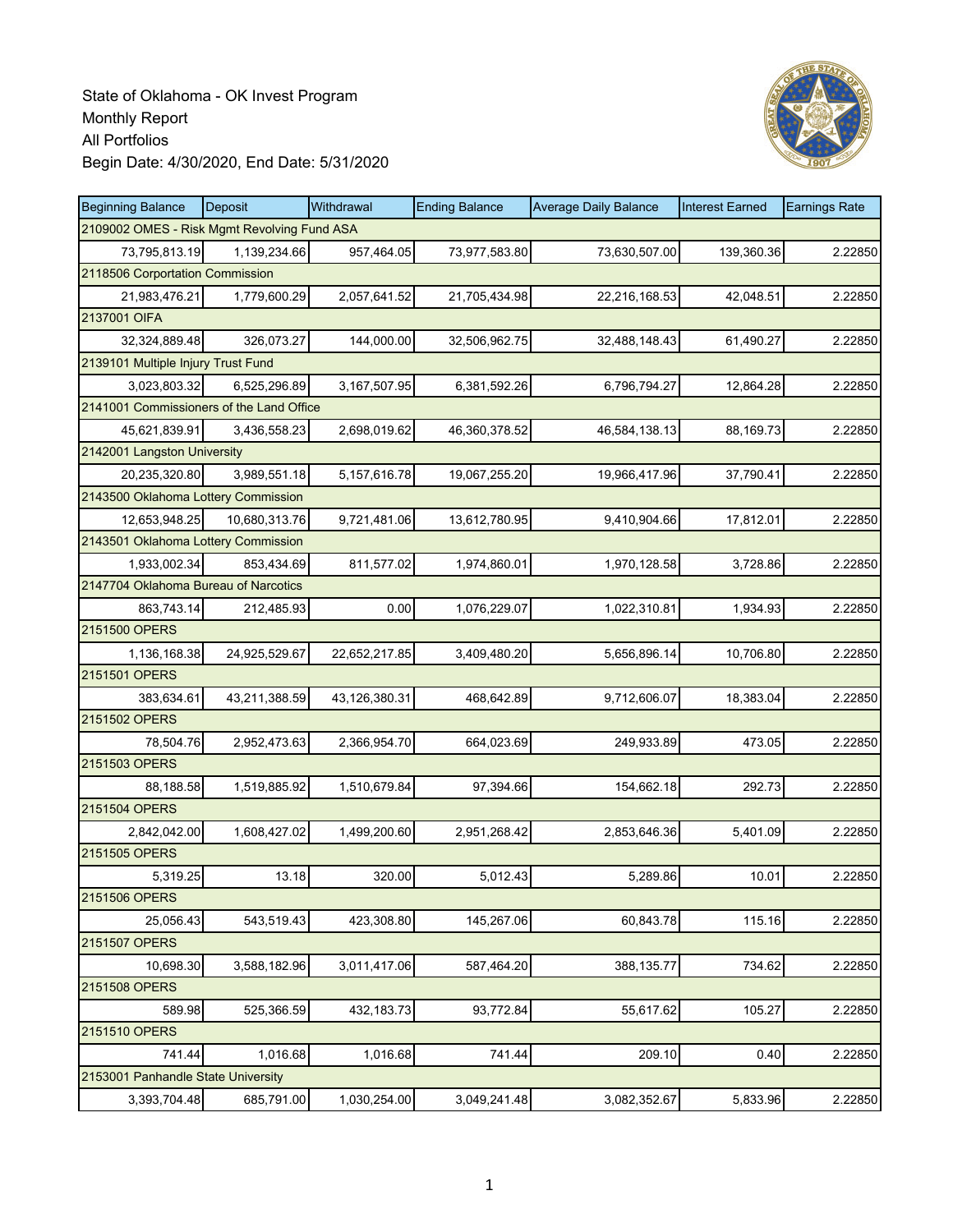State of Oklahoma - OK Invest Program
Monthly Report
All Portfolios
Begin Date: 4/30/2020, End Date: 5/31/2020

| Beginning Balance | Deposit | Withdrawal | Ending Balance | Average Daily Balance | Interest Earned | Earnings Rate |
|---|---|---|---|---|---|---|
| 2109002 OMES - Risk Mgmt Revolving Fund ASA | | | | | | |
| 73,795,813.19 | 1,139,234.66 | 957,464.05 | 73,977,583.80 | 73,630,507.00 | 139,360.36 | 2.22850 |
| 2118506 Corportation Commission | | | | | | |
| 21,983,476.21 | 1,779,600.29 | 2,057,641.52 | 21,705,434.98 | 22,216,168.53 | 42,048.51 | 2.22850 |
| 2137001 OIFA | | | | | | |
| 32,324,889.48 | 326,073.27 | 144,000.00 | 32,506,962.75 | 32,488,148.43 | 61,490.27 | 2.22850 |
| 2139101 Multiple Injury Trust Fund | | | | | | |
| 3,023,803.32 | 6,525,296.89 | 3,167,507.95 | 6,381,592.26 | 6,796,794.27 | 12,864.28 | 2.22850 |
| 2141001 Commissioners of the Land Office | | | | | | |
| 45,621,839.91 | 3,436,558.23 | 2,698,019.62 | 46,360,378.52 | 46,584,138.13 | 88,169.73 | 2.22850 |
| 2142001 Langston University | | | | | | |
| 20,235,320.80 | 3,989,551.18 | 5,157,616.78 | 19,067,255.20 | 19,966,417.96 | 37,790.41 | 2.22850 |
| 2143500 Oklahoma Lottery Commission | | | | | | |
| 12,653,948.25 | 10,680,313.76 | 9,721,481.06 | 13,612,780.95 | 9,410,904.66 | 17,812.01 | 2.22850 |
| 2143501 Oklahoma Lottery Commission | | | | | | |
| 1,933,002.34 | 853,434.69 | 811,577.02 | 1,974,860.01 | 1,970,128.58 | 3,728.86 | 2.22850 |
| 2147704 Oklahoma Bureau of Narcotics | | | | | | |
| 863,743.14 | 212,485.93 | 0.00 | 1,076,229.07 | 1,022,310.81 | 1,934.93 | 2.22850 |
| 2151500 OPERS | | | | | | |
| 1,136,168.38 | 24,925,529.67 | 22,652,217.85 | 3,409,480.20 | 5,656,896.14 | 10,706.80 | 2.22850 |
| 2151501 OPERS | | | | | | |
| 383,634.61 | 43,211,388.59 | 43,126,380.31 | 468,642.89 | 9,712,606.07 | 18,383.04 | 2.22850 |
| 2151502 OPERS | | | | | | |
| 78,504.76 | 2,952,473.63 | 2,366,954.70 | 664,023.69 | 249,933.89 | 473.05 | 2.22850 |
| 2151503 OPERS | | | | | | |
| 88,188.58 | 1,519,885.92 | 1,510,679.84 | 97,394.66 | 154,662.18 | 292.73 | 2.22850 |
| 2151504 OPERS | | | | | | |
| 2,842,042.00 | 1,608,427.02 | 1,499,200.60 | 2,951,268.42 | 2,853,646.36 | 5,401.09 | 2.22850 |
| 2151505 OPERS | | | | | | |
| 5,319.25 | 13.18 | 320.00 | 5,012.43 | 5,289.86 | 10.01 | 2.22850 |
| 2151506 OPERS | | | | | | |
| 25,056.43 | 543,519.43 | 423,308.80 | 145,267.06 | 60,843.78 | 115.16 | 2.22850 |
| 2151507 OPERS | | | | | | |
| 10,698.30 | 3,588,182.96 | 3,011,417.06 | 587,464.20 | 388,135.77 | 734.62 | 2.22850 |
| 2151508 OPERS | | | | | | |
| 589.98 | 525,366.59 | 432,183.73 | 93,772.84 | 55,617.62 | 105.27 | 2.22850 |
| 2151510 OPERS | | | | | | |
| 741.44 | 1,016.68 | 1,016.68 | 741.44 | 209.10 | 0.40 | 2.22850 |
| 2153001 Panhandle State University | | | | | | |
| 3,393,704.48 | 685,791.00 | 1,030,254.00 | 3,049,241.48 | 3,082,352.67 | 5,833.96 | 2.22850 |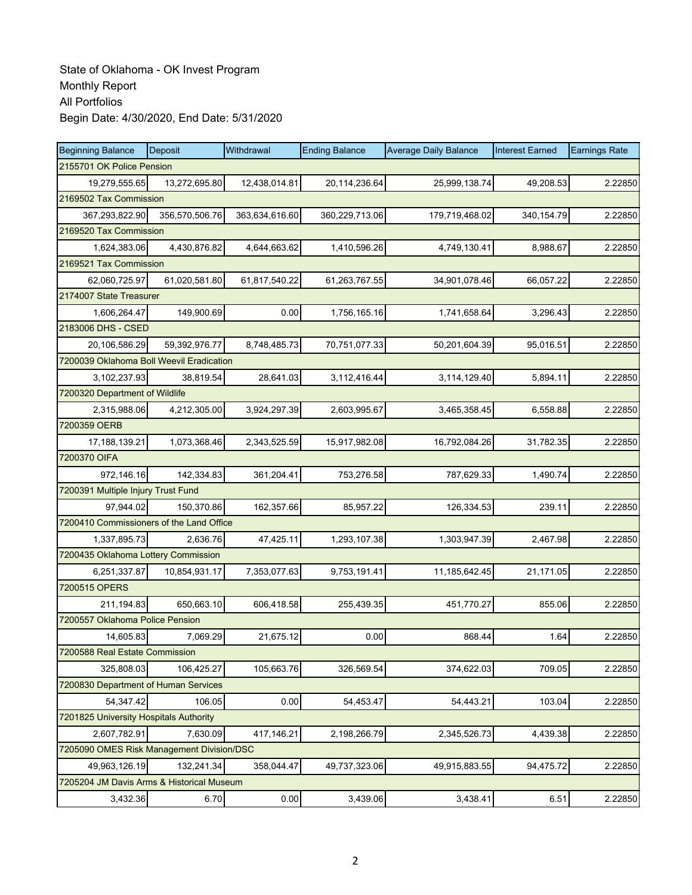State of Oklahoma - OK Invest Program
Monthly Report
All Portfolios
Begin Date: 4/30/2020, End Date: 5/31/2020

| Beginning Balance | Deposit | Withdrawal | Ending Balance | Average Daily Balance | Interest Earned | Earnings Rate |
|---|---|---|---|---|---|---|
| 2155701 OK Police Pension | | | | | | |
| 19,279,555.65 | 13,272,695.80 | 12,438,014.81 | 20,114,236.64 | 25,999,138.74 | 49,208.53 | 2.22850 |
| 2169502 Tax Commission | | | | | | |
| 367,293,822.90 | 356,570,506.76 | 363,634,616.60 | 360,229,713.06 | 179,719,468.02 | 340,154.79 | 2.22850 |
| 2169520 Tax Commission | | | | | | |
| 1,624,383.06 | 4,430,876.82 | 4,644,663.62 | 1,410,596.26 | 4,749,130.41 | 8,988.67 | 2.22850 |
| 2169521 Tax Commission | | | | | | |
| 62,060,725.97 | 61,020,581.80 | 61,817,540.22 | 61,263,767.55 | 34,901,078.46 | 66,057.22 | 2.22850 |
| 2174007 State Treasurer | | | | | | |
| 1,606,264.47 | 149,900.69 | 0.00 | 1,756,165.16 | 1,741,658.64 | 3,296.43 | 2.22850 |
| 2183006 DHS - CSED | | | | | | |
| 20,106,586.29 | 59,392,976.77 | 8,748,485.73 | 70,751,077.33 | 50,201,604.39 | 95,016.51 | 2.22850 |
| 7200039 Oklahoma Boll Weevil Eradication | | | | | | |
| 3,102,237.93 | 38,819.54 | 28,641.03 | 3,112,416.44 | 3,114,129.40 | 5,894.11 | 2.22850 |
| 7200320 Department of Wildlife | | | | | | |
| 2,315,988.06 | 4,212,305.00 | 3,924,297.39 | 2,603,995.67 | 3,465,358.45 | 6,558.88 | 2.22850 |
| 7200359 OERB | | | | | | |
| 17,188,139.21 | 1,073,368.46 | 2,343,525.59 | 15,917,982.08 | 16,792,084.26 | 31,782.35 | 2.22850 |
| 7200370 OIFA | | | | | | |
| 972,146.16 | 142,334.83 | 361,204.41 | 753,276.58 | 787,629.33 | 1,490.74 | 2.22850 |
| 7200391 Multiple Injury Trust Fund | | | | | | |
| 97,944.02 | 150,370.86 | 162,357.66 | 85,957.22 | 126,334.53 | 239.11 | 2.22850 |
| 7200410 Commissioners of the Land Office | | | | | | |
| 1,337,895.73 | 2,636.76 | 47,425.11 | 1,293,107.38 | 1,303,947.39 | 2,467.98 | 2.22850 |
| 7200435 Oklahoma Lottery Commission | | | | | | |
| 6,251,337.87 | 10,854,931.17 | 7,353,077.63 | 9,753,191.41 | 11,185,642.45 | 21,171.05 | 2.22850 |
| 7200515 OPERS | | | | | | |
| 211,194.83 | 650,663.10 | 606,418.58 | 255,439.35 | 451,770.27 | 855.06 | 2.22850 |
| 7200557 Oklahoma Police Pension | | | | | | |
| 14,605.83 | 7,069.29 | 21,675.12 | 0.00 | 868.44 | 1.64 | 2.22850 |
| 7200588 Real Estate Commission | | | | | | |
| 325,808.03 | 106,425.27 | 105,663.76 | 326,569.54 | 374,622.03 | 709.05 | 2.22850 |
| 7200830 Department of Human Services | | | | | | |
| 54,347.42 | 106.05 | 0.00 | 54,453.47 | 54,443.21 | 103.04 | 2.22850 |
| 7201825 University Hospitals Authority | | | | | | |
| 2,607,782.91 | 7,630.09 | 417,146.21 | 2,198,266.79 | 2,345,526.73 | 4,439.38 | 2.22850 |
| 7205090 OMES Risk Management Division/DSC | | | | | | |
| 49,963,126.19 | 132,241.34 | 358,044.47 | 49,737,323.06 | 49,915,883.55 | 94,475.72 | 2.22850 |
| 7205204 JM Davis Arms & Historical Museum | | | | | | |
| 3,432.36 | 6.70 | 0.00 | 3,439.06 | 3,438.41 | 6.51 | 2.22850 |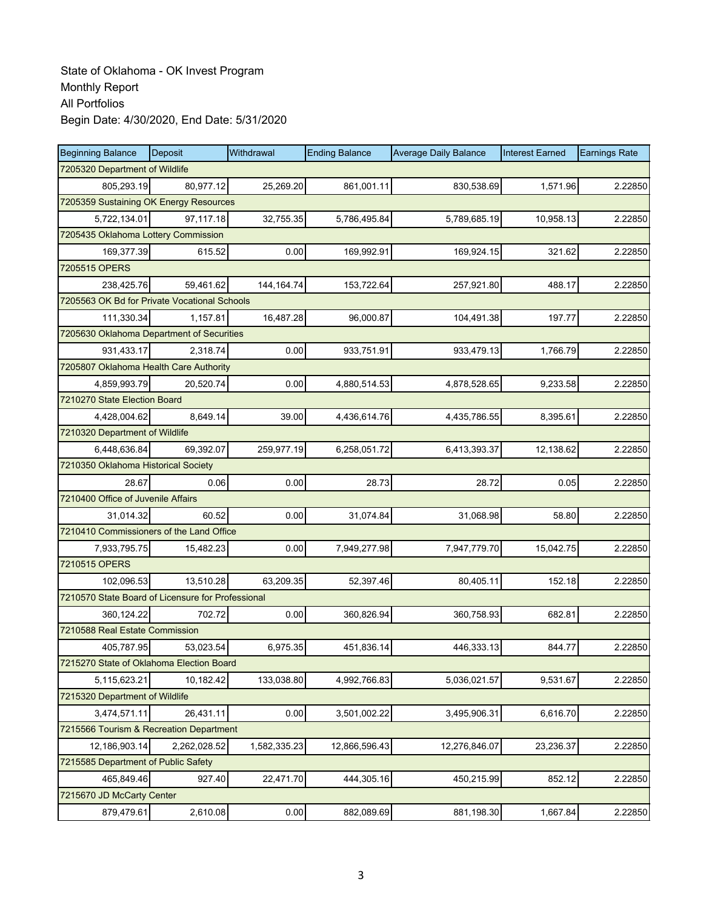State of Oklahoma - OK Invest Program
Monthly Report
All Portfolios
Begin Date: 4/30/2020, End Date: 5/31/2020

| Beginning Balance | Deposit | Withdrawal | Ending Balance | Average Daily Balance | Interest Earned | Earnings Rate |
|---|---|---|---|---|---|---|
| 7205320 Department of Wildlife | | | | | | |
| 805,293.19 | 80,977.12 | 25,269.20 | 861,001.11 | 830,538.69 | 1,571.96 | 2.22850 |
| 7205359 Sustaining OK Energy Resources | | | | | | |
| 5,722,134.01 | 97,117.18 | 32,755.35 | 5,786,495.84 | 5,789,685.19 | 10,958.13 | 2.22850 |
| 7205435 Oklahoma Lottery Commission | | | | | | |
| 169,377.39 | 615.52 | 0.00 | 169,992.91 | 169,924.15 | 321.62 | 2.22850 |
| 7205515 OPERS | | | | | | |
| 238,425.76 | 59,461.62 | 144,164.74 | 153,722.64 | 257,921.80 | 488.17 | 2.22850 |
| 7205563 OK Bd for Private Vocational Schools | | | | | | |
| 111,330.34 | 1,157.81 | 16,487.28 | 96,000.87 | 104,491.38 | 197.77 | 2.22850 |
| 7205630 Oklahoma Department of Securities | | | | | | |
| 931,433.17 | 2,318.74 | 0.00 | 933,751.91 | 933,479.13 | 1,766.79 | 2.22850 |
| 7205807 Oklahoma Health Care Authority | | | | | | |
| 4,859,993.79 | 20,520.74 | 0.00 | 4,880,514.53 | 4,878,528.65 | 9,233.58 | 2.22850 |
| 7210270 State Election Board | | | | | | |
| 4,428,004.62 | 8,649.14 | 39.00 | 4,436,614.76 | 4,435,786.55 | 8,395.61 | 2.22850 |
| 7210320 Department of Wildlife | | | | | | |
| 6,448,636.84 | 69,392.07 | 259,977.19 | 6,258,051.72 | 6,413,393.37 | 12,138.62 | 2.22850 |
| 7210350 Oklahoma Historical Society | | | | | | |
| 28.67 | 0.06 | 0.00 | 28.73 | 28.72 | 0.05 | 2.22850 |
| 7210400 Office of Juvenile Affairs | | | | | | |
| 31,014.32 | 60.52 | 0.00 | 31,074.84 | 31,068.98 | 58.80 | 2.22850 |
| 7210410 Commissioners of the Land Office | | | | | | |
| 7,933,795.75 | 15,482.23 | 0.00 | 7,949,277.98 | 7,947,779.70 | 15,042.75 | 2.22850 |
| 7210515 OPERS | | | | | | |
| 102,096.53 | 13,510.28 | 63,209.35 | 52,397.46 | 80,405.11 | 152.18 | 2.22850 |
| 7210570 State Board of Licensure for Professional | | | | | | |
| 360,124.22 | 702.72 | 0.00 | 360,826.94 | 360,758.93 | 682.81 | 2.22850 |
| 7210588 Real Estate Commission | | | | | | |
| 405,787.95 | 53,023.54 | 6,975.35 | 451,836.14 | 446,333.13 | 844.77 | 2.22850 |
| 7215270 State of Oklahoma Election Board | | | | | | |
| 5,115,623.21 | 10,182.42 | 133,038.80 | 4,992,766.83 | 5,036,021.57 | 9,531.67 | 2.22850 |
| 7215320 Department of Wildlife | | | | | | |
| 3,474,571.11 | 26,431.11 | 0.00 | 3,501,002.22 | 3,495,906.31 | 6,616.70 | 2.22850 |
| 7215566 Tourism & Recreation Department | | | | | | |
| 12,186,903.14 | 2,262,028.52 | 1,582,335.23 | 12,866,596.43 | 12,276,846.07 | 23,236.37 | 2.22850 |
| 7215585 Department of Public Safety | | | | | | |
| 465,849.46 | 927.40 | 22,471.70 | 444,305.16 | 450,215.99 | 852.12 | 2.22850 |
| 7215670 JD McCarty Center | | | | | | |
| 879,479.61 | 2,610.08 | 0.00 | 882,089.69 | 881,198.30 | 1,667.84 | 2.22850 |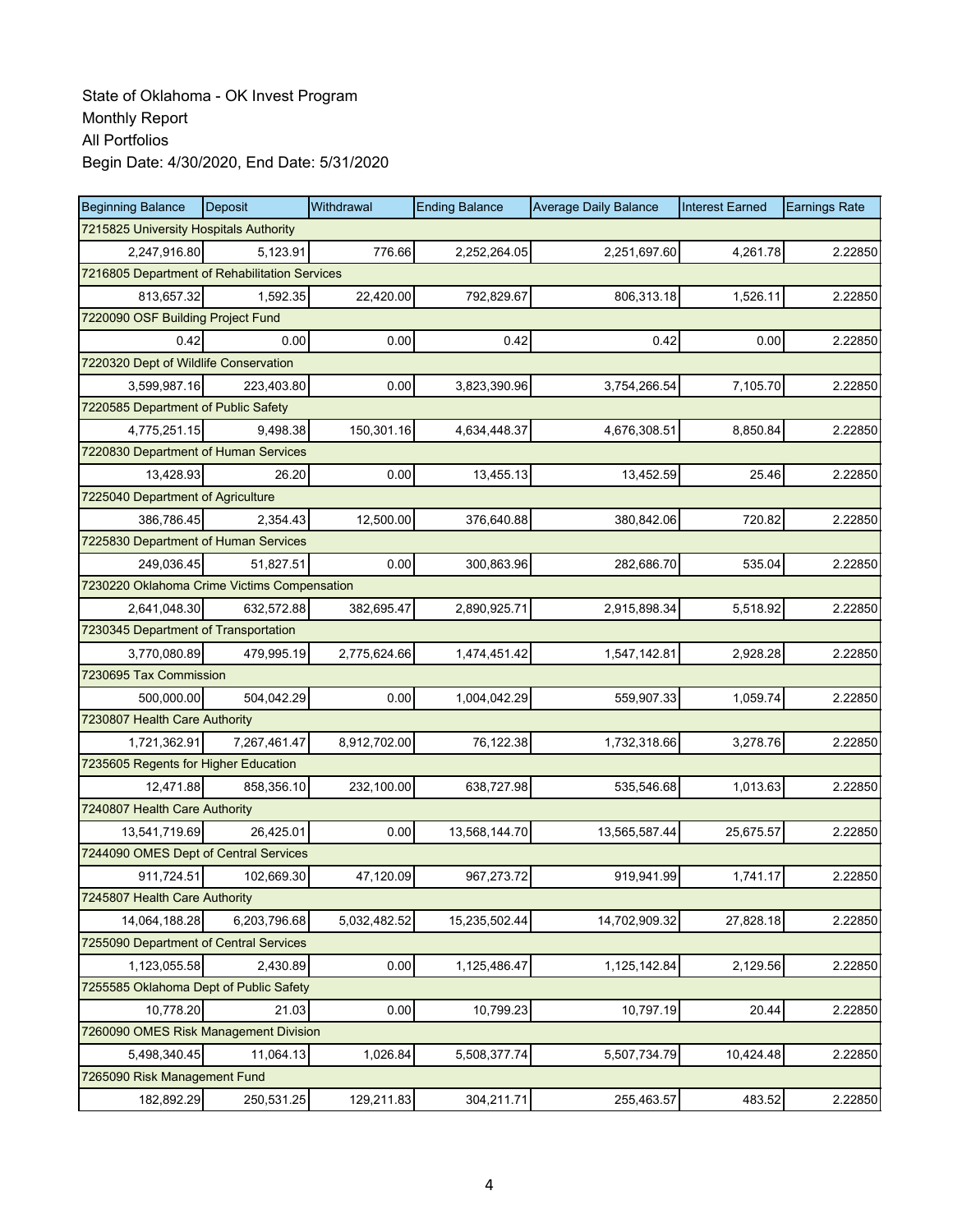State of Oklahoma - OK Invest Program
Monthly Report
All Portfolios
Begin Date: 4/30/2020, End Date: 5/31/2020

| Beginning Balance | Deposit | Withdrawal | Ending Balance | Average Daily Balance | Interest Earned | Earnings Rate |
|---|---|---|---|---|---|---|
| 7215825 University Hospitals Authority | | | | | | |
| 2,247,916.80 | 5,123.91 | 776.66 | 2,252,264.05 | 2,251,697.60 | 4,261.78 | 2.22850 |
| 7216805 Department of Rehabilitation Services | | | | | | |
| 813,657.32 | 1,592.35 | 22,420.00 | 792,829.67 | 806,313.18 | 1,526.11 | 2.22850 |
| 7220090 OSF Building Project Fund | | | | | | |
| 0.42 | 0.00 | 0.00 | 0.42 | 0.42 | 0.00 | 2.22850 |
| 7220320 Dept of Wildlife Conservation | | | | | | |
| 3,599,987.16 | 223,403.80 | 0.00 | 3,823,390.96 | 3,754,266.54 | 7,105.70 | 2.22850 |
| 7220585 Department of Public Safety | | | | | | |
| 4,775,251.15 | 9,498.38 | 150,301.16 | 4,634,448.37 | 4,676,308.51 | 8,850.84 | 2.22850 |
| 7220830 Department of Human Services | | | | | | |
| 13,428.93 | 26.20 | 0.00 | 13,455.13 | 13,452.59 | 25.46 | 2.22850 |
| 7225040 Department of Agriculture | | | | | | |
| 386,786.45 | 2,354.43 | 12,500.00 | 376,640.88 | 380,842.06 | 720.82 | 2.22850 |
| 7225830 Department of Human Services | | | | | | |
| 249,036.45 | 51,827.51 | 0.00 | 300,863.96 | 282,686.70 | 535.04 | 2.22850 |
| 7230220 Oklahoma Crime Victims Compensation | | | | | | |
| 2,641,048.30 | 632,572.88 | 382,695.47 | 2,890,925.71 | 2,915,898.34 | 5,518.92 | 2.22850 |
| 7230345 Department of Transportation | | | | | | |
| 3,770,080.89 | 479,995.19 | 2,775,624.66 | 1,474,451.42 | 1,547,142.81 | 2,928.28 | 2.22850 |
| 7230695 Tax Commission | | | | | | |
| 500,000.00 | 504,042.29 | 0.00 | 1,004,042.29 | 559,907.33 | 1,059.74 | 2.22850 |
| 7230807 Health Care Authority | | | | | | |
| 1,721,362.91 | 7,267,461.47 | 8,912,702.00 | 76,122.38 | 1,732,318.66 | 3,278.76 | 2.22850 |
| 7235605 Regents for Higher Education | | | | | | |
| 12,471.88 | 858,356.10 | 232,100.00 | 638,727.98 | 535,546.68 | 1,013.63 | 2.22850 |
| 7240807 Health Care Authority | | | | | | |
| 13,541,719.69 | 26,425.01 | 0.00 | 13,568,144.70 | 13,565,587.44 | 25,675.57 | 2.22850 |
| 7244090 OMES Dept of Central Services | | | | | | |
| 911,724.51 | 102,669.30 | 47,120.09 | 967,273.72 | 919,941.99 | 1,741.17 | 2.22850 |
| 7245807 Health Care Authority | | | | | | |
| 14,064,188.28 | 6,203,796.68 | 5,032,482.52 | 15,235,502.44 | 14,702,909.32 | 27,828.18 | 2.22850 |
| 7255090 Department of Central Services | | | | | | |
| 1,123,055.58 | 2,430.89 | 0.00 | 1,125,486.47 | 1,125,142.84 | 2,129.56 | 2.22850 |
| 7255585 Oklahoma Dept of Public Safety | | | | | | |
| 10,778.20 | 21.03 | 0.00 | 10,799.23 | 10,797.19 | 20.44 | 2.22850 |
| 7260090 OMES Risk Management Division | | | | | | |
| 5,498,340.45 | 11,064.13 | 1,026.84 | 5,508,377.74 | 5,507,734.79 | 10,424.48 | 2.22850 |
| 7265090 Risk Management Fund | | | | | | |
| 182,892.29 | 250,531.25 | 129,211.83 | 304,211.71 | 255,463.57 | 483.52 | 2.22850 |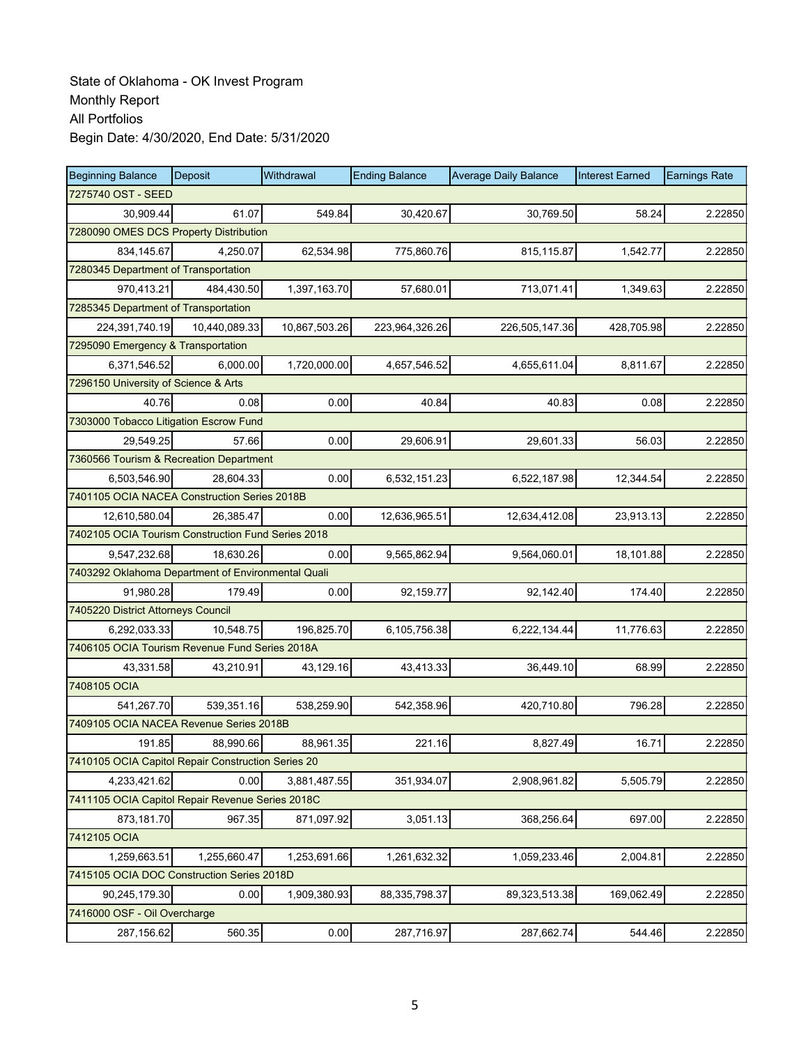State of Oklahoma - OK Invest Program
Monthly Report
All Portfolios
Begin Date: 4/30/2020, End Date: 5/31/2020

| Beginning Balance | Deposit | Withdrawal | Ending Balance | Average Daily Balance | Interest Earned | Earnings Rate |
|---|---|---|---|---|---|---|
| 7275740 OST - SEED | | | | | | |
| 30,909.44 | 61.07 | 549.84 | 30,420.67 | 30,769.50 | 58.24 | 2.22850 |
| 7280090 OMES DCS Property Distribution | | | | | | |
| 834,145.67 | 4,250.07 | 62,534.98 | 775,860.76 | 815,115.87 | 1,542.77 | 2.22850 |
| 7280345 Department of Transportation | | | | | | |
| 970,413.21 | 484,430.50 | 1,397,163.70 | 57,680.01 | 713,071.41 | 1,349.63 | 2.22850 |
| 7285345 Department of Transportation | | | | | | |
| 224,391,740.19 | 10,440,089.33 | 10,867,503.26 | 223,964,326.26 | 226,505,147.36 | 428,705.98 | 2.22850 |
| 7295090 Emergency & Transportation | | | | | | |
| 6,371,546.52 | 6,000.00 | 1,720,000.00 | 4,657,546.52 | 4,655,611.04 | 8,811.67 | 2.22850 |
| 7296150 University of Science & Arts | | | | | | |
| 40.76 | 0.08 | 0.00 | 40.84 | 40.83 | 0.08 | 2.22850 |
| 7303000 Tobacco Litigation Escrow Fund | | | | | | |
| 29,549.25 | 57.66 | 0.00 | 29,606.91 | 29,601.33 | 56.03 | 2.22850 |
| 7360566 Tourism & Recreation Department | | | | | | |
| 6,503,546.90 | 28,604.33 | 0.00 | 6,532,151.23 | 6,522,187.98 | 12,344.54 | 2.22850 |
| 7401105 OCIA NACEA Construction Series 2018B | | | | | | |
| 12,610,580.04 | 26,385.47 | 0.00 | 12,636,965.51 | 12,634,412.08 | 23,913.13 | 2.22850 |
| 7402105 OCIA Tourism Construction Fund Series 2018 | | | | | | |
| 9,547,232.68 | 18,630.26 | 0.00 | 9,565,862.94 | 9,564,060.01 | 18,101.88 | 2.22850 |
| 7403292 Oklahoma Department of Environmental Quali | | | | | | |
| 91,980.28 | 179.49 | 0.00 | 92,159.77 | 92,142.40 | 174.40 | 2.22850 |
| 7405220 District Attorneys Council | | | | | | |
| 6,292,033.33 | 10,548.75 | 196,825.70 | 6,105,756.38 | 6,222,134.44 | 11,776.63 | 2.22850 |
| 7406105 OCIA Tourism Revenue Fund Series 2018A | | | | | | |
| 43,331.58 | 43,210.91 | 43,129.16 | 43,413.33 | 36,449.10 | 68.99 | 2.22850 |
| 7408105 OCIA | | | | | | |
| 541,267.70 | 539,351.16 | 538,259.90 | 542,358.96 | 420,710.80 | 796.28 | 2.22850 |
| 7409105 OCIA NACEA Revenue Series 2018B | | | | | | |
| 191.85 | 88,990.66 | 88,961.35 | 221.16 | 8,827.49 | 16.71 | 2.22850 |
| 7410105 OCIA Capitol Repair Construction Series 20 | | | | | | |
| 4,233,421.62 | 0.00 | 3,881,487.55 | 351,934.07 | 2,908,961.82 | 5,505.79 | 2.22850 |
| 7411105 OCIA Capitol Repair Revenue Series 2018C | | | | | | |
| 873,181.70 | 967.35 | 871,097.92 | 3,051.13 | 368,256.64 | 697.00 | 2.22850 |
| 7412105 OCIA | | | | | | |
| 1,259,663.51 | 1,255,660.47 | 1,253,691.66 | 1,261,632.32 | 1,059,233.46 | 2,004.81 | 2.22850 |
| 7415105 OCIA DOC Construction Series 2018D | | | | | | |
| 90,245,179.30 | 0.00 | 1,909,380.93 | 88,335,798.37 | 89,323,513.38 | 169,062.49 | 2.22850 |
| 7416000 OSF - Oil Overcharge | | | | | | |
| 287,156.62 | 560.35 | 0.00 | 287,716.97 | 287,662.74 | 544.46 | 2.22850 |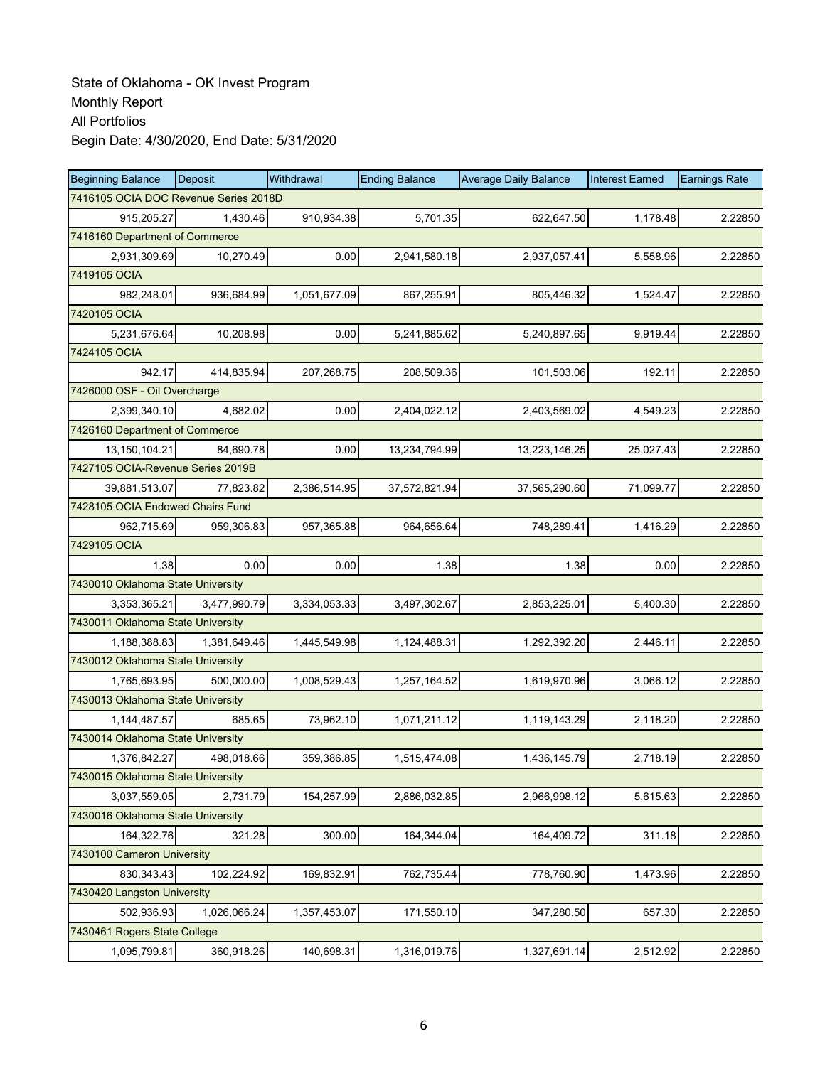State of Oklahoma - OK Invest Program
Monthly Report
All Portfolios
Begin Date: 4/30/2020, End Date: 5/31/2020

| Beginning Balance | Deposit | Withdrawal | Ending Balance | Average Daily Balance | Interest Earned | Earnings Rate |
|---|---|---|---|---|---|---|
| 7416105 OCIA DOC Revenue Series 2018D | | | | | | |
| 915,205.27 | 1,430.46 | 910,934.38 | 5,701.35 | 622,647.50 | 1,178.48 | 2.22850 |
| 7416160 Department of Commerce | | | | | | |
| 2,931,309.69 | 10,270.49 | 0.00 | 2,941,580.18 | 2,937,057.41 | 5,558.96 | 2.22850 |
| 7419105 OCIA | | | | | | |
| 982,248.01 | 936,684.99 | 1,051,677.09 | 867,255.91 | 805,446.32 | 1,524.47 | 2.22850 |
| 7420105 OCIA | | | | | | |
| 5,231,676.64 | 10,208.98 | 0.00 | 5,241,885.62 | 5,240,897.65 | 9,919.44 | 2.22850 |
| 7424105 OCIA | | | | | | |
| 942.17 | 414,835.94 | 207,268.75 | 208,509.36 | 101,503.06 | 192.11 | 2.22850 |
| 7426000 OSF - Oil Overcharge | | | | | | |
| 2,399,340.10 | 4,682.02 | 0.00 | 2,404,022.12 | 2,403,569.02 | 4,549.23 | 2.22850 |
| 7426160 Department of Commerce | | | | | | |
| 13,150,104.21 | 84,690.78 | 0.00 | 13,234,794.99 | 13,223,146.25 | 25,027.43 | 2.22850 |
| 7427105 OCIA-Revenue Series 2019B | | | | | | |
| 39,881,513.07 | 77,823.82 | 2,386,514.95 | 37,572,821.94 | 37,565,290.60 | 71,099.77 | 2.22850 |
| 7428105 OCIA Endowed Chairs Fund | | | | | | |
| 962,715.69 | 959,306.83 | 957,365.88 | 964,656.64 | 748,289.41 | 1,416.29 | 2.22850 |
| 7429105 OCIA | | | | | | |
| 1.38 | 0.00 | 0.00 | 1.38 | 1.38 | 0.00 | 2.22850 |
| 7430010 Oklahoma State University | | | | | | |
| 3,353,365.21 | 3,477,990.79 | 3,334,053.33 | 3,497,302.67 | 2,853,225.01 | 5,400.30 | 2.22850 |
| 7430011 Oklahoma State University | | | | | | |
| 1,188,388.83 | 1,381,649.46 | 1,445,549.98 | 1,124,488.31 | 1,292,392.20 | 2,446.11 | 2.22850 |
| 7430012 Oklahoma State University | | | | | | |
| 1,765,693.95 | 500,000.00 | 1,008,529.43 | 1,257,164.52 | 1,619,970.96 | 3,066.12 | 2.22850 |
| 7430013 Oklahoma State University | | | | | | |
| 1,144,487.57 | 685.65 | 73,962.10 | 1,071,211.12 | 1,119,143.29 | 2,118.20 | 2.22850 |
| 7430014 Oklahoma State University | | | | | | |
| 1,376,842.27 | 498,018.66 | 359,386.85 | 1,515,474.08 | 1,436,145.79 | 2,718.19 | 2.22850 |
| 7430015 Oklahoma State University | | | | | | |
| 3,037,559.05 | 2,731.79 | 154,257.99 | 2,886,032.85 | 2,966,998.12 | 5,615.63 | 2.22850 |
| 7430016 Oklahoma State University | | | | | | |
| 164,322.76 | 321.28 | 300.00 | 164,344.04 | 164,409.72 | 311.18 | 2.22850 |
| 7430100 Cameron University | | | | | | |
| 830,343.43 | 102,224.92 | 169,832.91 | 762,735.44 | 778,760.90 | 1,473.96 | 2.22850 |
| 7430420 Langston University | | | | | | |
| 502,936.93 | 1,026,066.24 | 1,357,453.07 | 171,550.10 | 347,280.50 | 657.30 | 2.22850 |
| 7430461 Rogers State College | | | | | | |
| 1,095,799.81 | 360,918.26 | 140,698.31 | 1,316,019.76 | 1,327,691.14 | 2,512.92 | 2.22850 |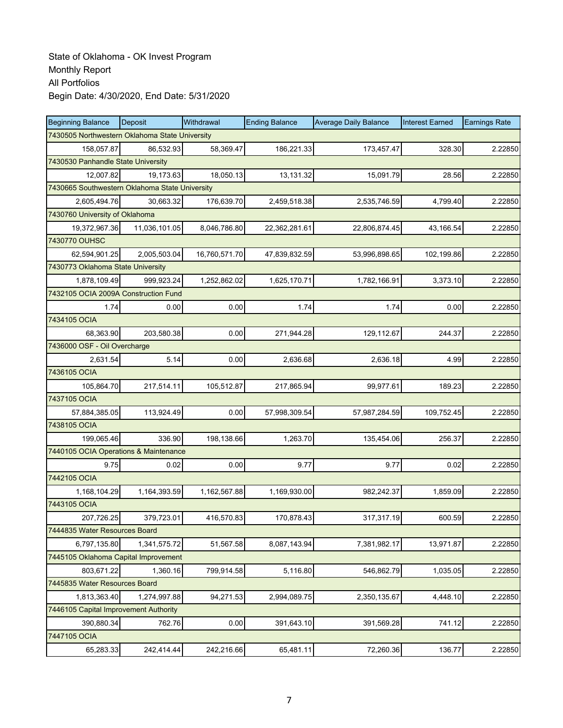State of Oklahoma - OK Invest Program
Monthly Report
All Portfolios
Begin Date: 4/30/2020, End Date: 5/31/2020

| Beginning Balance | Deposit | Withdrawal | Ending Balance | Average Daily Balance | Interest Earned | Earnings Rate |
|---|---|---|---|---|---|---|
| 7430505 Northwestern Oklahoma State University | | | | | | |
| 158,057.87 | 86,532.93 | 58,369.47 | 186,221.33 | 173,457.47 | 328.30 | 2.22850 |
| 7430530 Panhandle State University | | | | | | |
| 12,007.82 | 19,173.63 | 18,050.13 | 13,131.32 | 15,091.79 | 28.56 | 2.22850 |
| 7430665 Southwestern Oklahoma State University | | | | | | |
| 2,605,494.76 | 30,663.32 | 176,639.70 | 2,459,518.38 | 2,535,746.59 | 4,799.40 | 2.22850 |
| 7430760 University of Oklahoma | | | | | | |
| 19,372,967.36 | 11,036,101.05 | 8,046,786.80 | 22,362,281.61 | 22,806,874.45 | 43,166.54 | 2.22850 |
| 7430770 OUHSC | | | | | | |
| 62,594,901.25 | 2,005,503.04 | 16,760,571.70 | 47,839,832.59 | 53,996,898.65 | 102,199.86 | 2.22850 |
| 7430773 Oklahoma State University | | | | | | |
| 1,878,109.49 | 999,923.24 | 1,252,862.02 | 1,625,170.71 | 1,782,166.91 | 3,373.10 | 2.22850 |
| 7432105 OCIA 2009A Construction Fund | | | | | | |
| 1.74 | 0.00 | 0.00 | 1.74 | 1.74 | 0.00 | 2.22850 |
| 7434105 OCIA | | | | | | |
| 68,363.90 | 203,580.38 | 0.00 | 271,944.28 | 129,112.67 | 244.37 | 2.22850 |
| 7436000 OSF - Oil Overcharge | | | | | | |
| 2,631.54 | 5.14 | 0.00 | 2,636.68 | 2,636.18 | 4.99 | 2.22850 |
| 7436105 OCIA | | | | | | |
| 105,864.70 | 217,514.11 | 105,512.87 | 217,865.94 | 99,977.61 | 189.23 | 2.22850 |
| 7437105 OCIA | | | | | | |
| 57,884,385.05 | 113,924.49 | 0.00 | 57,998,309.54 | 57,987,284.59 | 109,752.45 | 2.22850 |
| 7438105 OCIA | | | | | | |
| 199,065.46 | 336.90 | 198,138.66 | 1,263.70 | 135,454.06 | 256.37 | 2.22850 |
| 7440105 OCIA Operations & Maintenance | | | | | | |
| 9.75 | 0.02 | 0.00 | 9.77 | 9.77 | 0.02 | 2.22850 |
| 7442105 OCIA | | | | | | |
| 1,168,104.29 | 1,164,393.59 | 1,162,567.88 | 1,169,930.00 | 982,242.37 | 1,859.09 | 2.22850 |
| 7443105 OCIA | | | | | | |
| 207,726.25 | 379,723.01 | 416,570.83 | 170,878.43 | 317,317.19 | 600.59 | 2.22850 |
| 7444835 Water Resources Board | | | | | | |
| 6,797,135.80 | 1,341,575.72 | 51,567.58 | 8,087,143.94 | 7,381,982.17 | 13,971.87 | 2.22850 |
| 7445105 Oklahoma Capital Improvement | | | | | | |
| 803,671.22 | 1,360.16 | 799,914.58 | 5,116.80 | 546,862.79 | 1,035.05 | 2.22850 |
| 7445835 Water Resources Board | | | | | | |
| 1,813,363.40 | 1,274,997.88 | 94,271.53 | 2,994,089.75 | 2,350,135.67 | 4,448.10 | 2.22850 |
| 7446105 Capital Improvement Authority | | | | | | |
| 390,880.34 | 762.76 | 0.00 | 391,643.10 | 391,569.28 | 741.12 | 2.22850 |
| 7447105 OCIA | | | | | | |
| 65,283.33 | 242,414.44 | 242,216.66 | 65,481.11 | 72,260.36 | 136.77 | 2.22850 |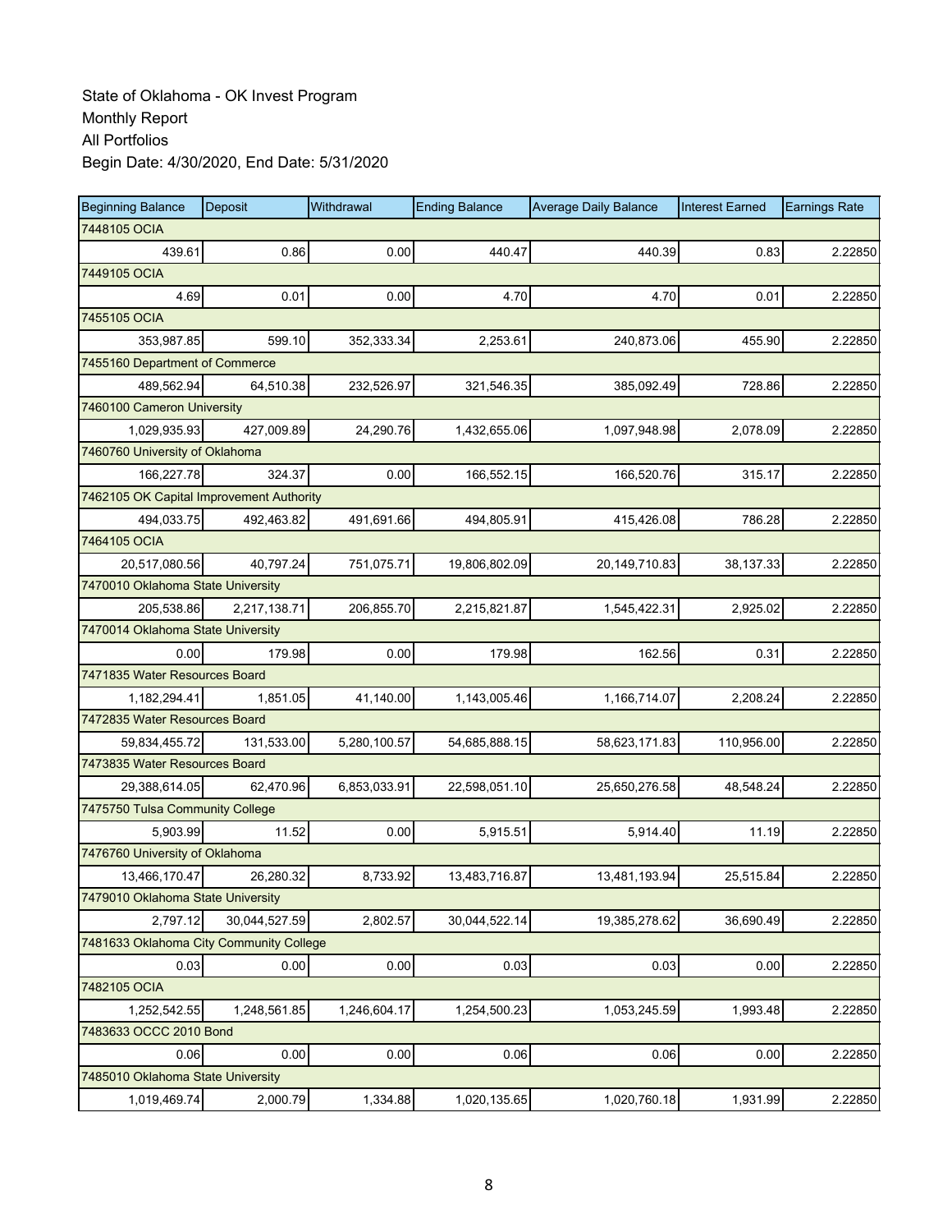State of Oklahoma - OK Invest Program
Monthly Report
All Portfolios
Begin Date: 4/30/2020, End Date: 5/31/2020

| Beginning Balance | Deposit | Withdrawal | Ending Balance | Average Daily Balance | Interest Earned | Earnings Rate |
|---|---|---|---|---|---|---|
| 7448105 OCIA | | | | | | |
| 439.61 | 0.86 | 0.00 | 440.47 | 440.39 | 0.83 | 2.22850 |
| 7449105 OCIA | | | | | | |
| 4.69 | 0.01 | 0.00 | 4.70 | 4.70 | 0.01 | 2.22850 |
| 7455105 OCIA | | | | | | |
| 353,987.85 | 599.10 | 352,333.34 | 2,253.61 | 240,873.06 | 455.90 | 2.22850 |
| 7455160 Department of Commerce | | | | | | |
| 489,562.94 | 64,510.38 | 232,526.97 | 321,546.35 | 385,092.49 | 728.86 | 2.22850 |
| 7460100 Cameron University | | | | | | |
| 1,029,935.93 | 427,009.89 | 24,290.76 | 1,432,655.06 | 1,097,948.98 | 2,078.09 | 2.22850 |
| 7460760 University of Oklahoma | | | | | | |
| 166,227.78 | 324.37 | 0.00 | 166,552.15 | 166,520.76 | 315.17 | 2.22850 |
| 7462105 OK Capital Improvement Authority | | | | | | |
| 494,033.75 | 492,463.82 | 491,691.66 | 494,805.91 | 415,426.08 | 786.28 | 2.22850 |
| 7464105 OCIA | | | | | | |
| 20,517,080.56 | 40,797.24 | 751,075.71 | 19,806,802.09 | 20,149,710.83 | 38,137.33 | 2.22850 |
| 7470010 Oklahoma State University | | | | | | |
| 205,538.86 | 2,217,138.71 | 206,855.70 | 2,215,821.87 | 1,545,422.31 | 2,925.02 | 2.22850 |
| 7470014 Oklahoma State University | | | | | | |
| 0.00 | 179.98 | 0.00 | 179.98 | 162.56 | 0.31 | 2.22850 |
| 7471835 Water Resources Board | | | | | | |
| 1,182,294.41 | 1,851.05 | 41,140.00 | 1,143,005.46 | 1,166,714.07 | 2,208.24 | 2.22850 |
| 7472835 Water Resources Board | | | | | | |
| 59,834,455.72 | 131,533.00 | 5,280,100.57 | 54,685,888.15 | 58,623,171.83 | 110,956.00 | 2.22850 |
| 7473835 Water Resources Board | | | | | | |
| 29,388,614.05 | 62,470.96 | 6,853,033.91 | 22,598,051.10 | 25,650,276.58 | 48,548.24 | 2.22850 |
| 7475750 Tulsa Community College | | | | | | |
| 5,903.99 | 11.52 | 0.00 | 5,915.51 | 5,914.40 | 11.19 | 2.22850 |
| 7476760 University of Oklahoma | | | | | | |
| 13,466,170.47 | 26,280.32 | 8,733.92 | 13,483,716.87 | 13,481,193.94 | 25,515.84 | 2.22850 |
| 7479010 Oklahoma State University | | | | | | |
| 2,797.12 | 30,044,527.59 | 2,802.57 | 30,044,522.14 | 19,385,278.62 | 36,690.49 | 2.22850 |
| 7481633 Oklahoma City Community College | | | | | | |
| 0.03 | 0.00 | 0.00 | 0.03 | 0.03 | 0.00 | 2.22850 |
| 7482105 OCIA | | | | | | |
| 1,252,542.55 | 1,248,561.85 | 1,246,604.17 | 1,254,500.23 | 1,053,245.59 | 1,993.48 | 2.22850 |
| 7483633 OCCC 2010 Bond | | | | | | |
| 0.06 | 0.00 | 0.00 | 0.06 | 0.06 | 0.00 | 2.22850 |
| 7485010 Oklahoma State University | | | | | | |
| 1,019,469.74 | 2,000.79 | 1,334.88 | 1,020,135.65 | 1,020,760.18 | 1,931.99 | 2.22850 |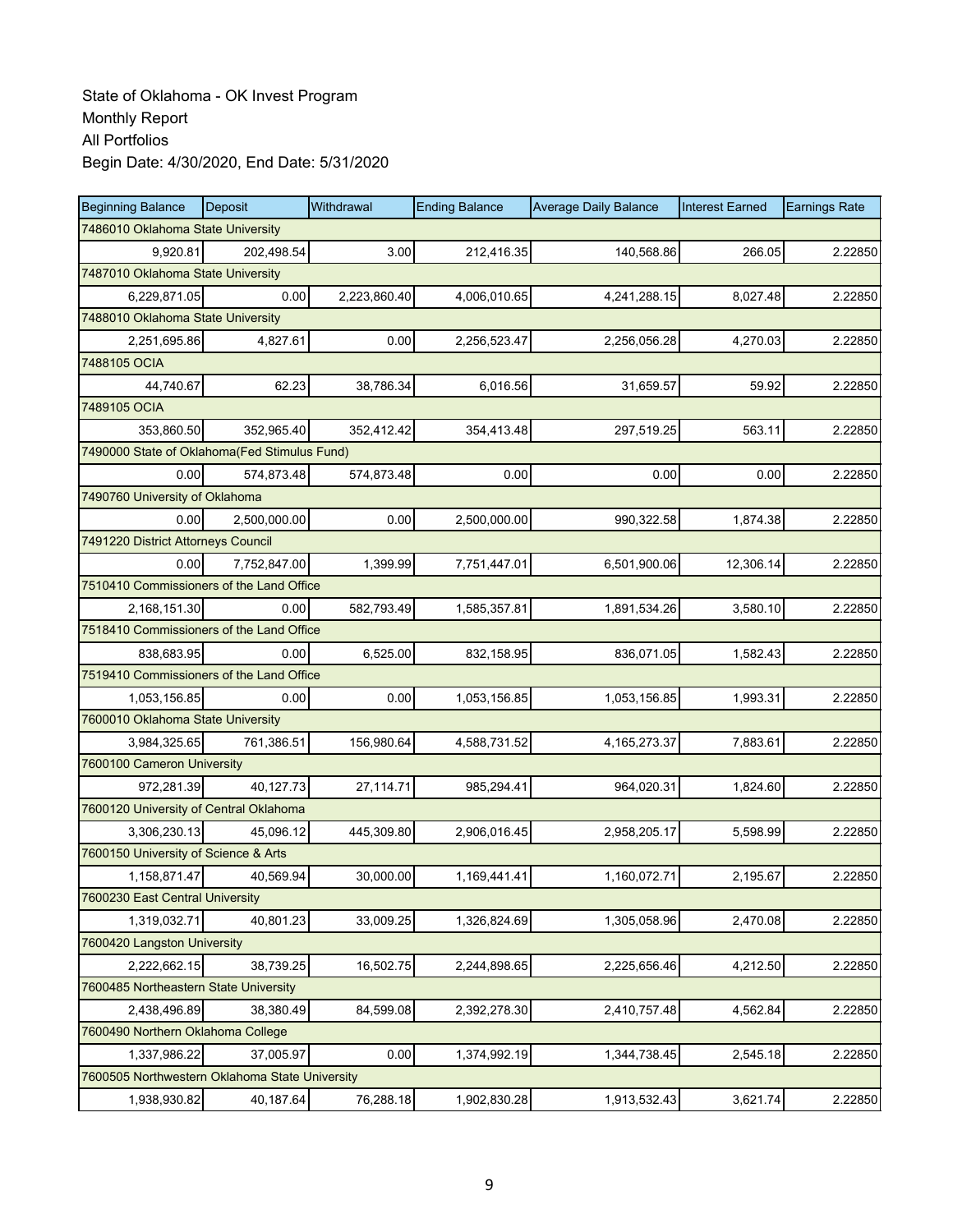State of Oklahoma - OK Invest Program
Monthly Report
All Portfolios
Begin Date: 4/30/2020, End Date: 5/31/2020

| Beginning Balance | Deposit | Withdrawal | Ending Balance | Average Daily Balance | Interest Earned | Earnings Rate |
|---|---|---|---|---|---|---|
| 7486010 Oklahoma State University | | | | | | |
| 9,920.81 | 202,498.54 | 3.00 | 212,416.35 | 140,568.86 | 266.05 | 2.22850 |
| 7487010 Oklahoma State University | | | | | | |
| 6,229,871.05 | 0.00 | 2,223,860.40 | 4,006,010.65 | 4,241,288.15 | 8,027.48 | 2.22850 |
| 7488010 Oklahoma State University | | | | | | |
| 2,251,695.86 | 4,827.61 | 0.00 | 2,256,523.47 | 2,256,056.28 | 4,270.03 | 2.22850 |
| 7488105 OCIA | | | | | | |
| 44,740.67 | 62.23 | 38,786.34 | 6,016.56 | 31,659.57 | 59.92 | 2.22850 |
| 7489105 OCIA | | | | | | |
| 353,860.50 | 352,965.40 | 352,412.42 | 354,413.48 | 297,519.25 | 563.11 | 2.22850 |
| 7490000 State of Oklahoma(Fed Stimulus Fund) | | | | | | |
| 0.00 | 574,873.48 | 574,873.48 | 0.00 | 0.00 | 0.00 | 2.22850 |
| 7490760 University of Oklahoma | | | | | | |
| 0.00 | 2,500,000.00 | 0.00 | 2,500,000.00 | 990,322.58 | 1,874.38 | 2.22850 |
| 7491220 District Attorneys Council | | | | | | |
| 0.00 | 7,752,847.00 | 1,399.99 | 7,751,447.01 | 6,501,900.06 | 12,306.14 | 2.22850 |
| 7510410 Commissioners of the Land Office | | | | | | |
| 2,168,151.30 | 0.00 | 582,793.49 | 1,585,357.81 | 1,891,534.26 | 3,580.10 | 2.22850 |
| 7518410 Commissioners of the Land Office | | | | | | |
| 838,683.95 | 0.00 | 6,525.00 | 832,158.95 | 836,071.05 | 1,582.43 | 2.22850 |
| 7519410 Commissioners of the Land Office | | | | | | |
| 1,053,156.85 | 0.00 | 0.00 | 1,053,156.85 | 1,053,156.85 | 1,993.31 | 2.22850 |
| 7600010 Oklahoma State University | | | | | | |
| 3,984,325.65 | 761,386.51 | 156,980.64 | 4,588,731.52 | 4,165,273.37 | 7,883.61 | 2.22850 |
| 7600100 Cameron University | | | | | | |
| 972,281.39 | 40,127.73 | 27,114.71 | 985,294.41 | 964,020.31 | 1,824.60 | 2.22850 |
| 7600120 University of Central Oklahoma | | | | | | |
| 3,306,230.13 | 45,096.12 | 445,309.80 | 2,906,016.45 | 2,958,205.17 | 5,598.99 | 2.22850 |
| 7600150 University of Science & Arts | | | | | | |
| 1,158,871.47 | 40,569.94 | 30,000.00 | 1,169,441.41 | 1,160,072.71 | 2,195.67 | 2.22850 |
| 7600230 East Central University | | | | | | |
| 1,319,032.71 | 40,801.23 | 33,009.25 | 1,326,824.69 | 1,305,058.96 | 2,470.08 | 2.22850 |
| 7600420 Langston University | | | | | | |
| 2,222,662.15 | 38,739.25 | 16,502.75 | 2,244,898.65 | 2,225,656.46 | 4,212.50 | 2.22850 |
| 7600485 Northeastern State University | | | | | | |
| 2,438,496.89 | 38,380.49 | 84,599.08 | 2,392,278.30 | 2,410,757.48 | 4,562.84 | 2.22850 |
| 7600490 Northern Oklahoma College | | | | | | |
| 1,337,986.22 | 37,005.97 | 0.00 | 1,374,992.19 | 1,344,738.45 | 2,545.18 | 2.22850 |
| 7600505 Northwestern Oklahoma State University | | | | | | |
| 1,938,930.82 | 40,187.64 | 76,288.18 | 1,902,830.28 | 1,913,532.43 | 3,621.74 | 2.22850 |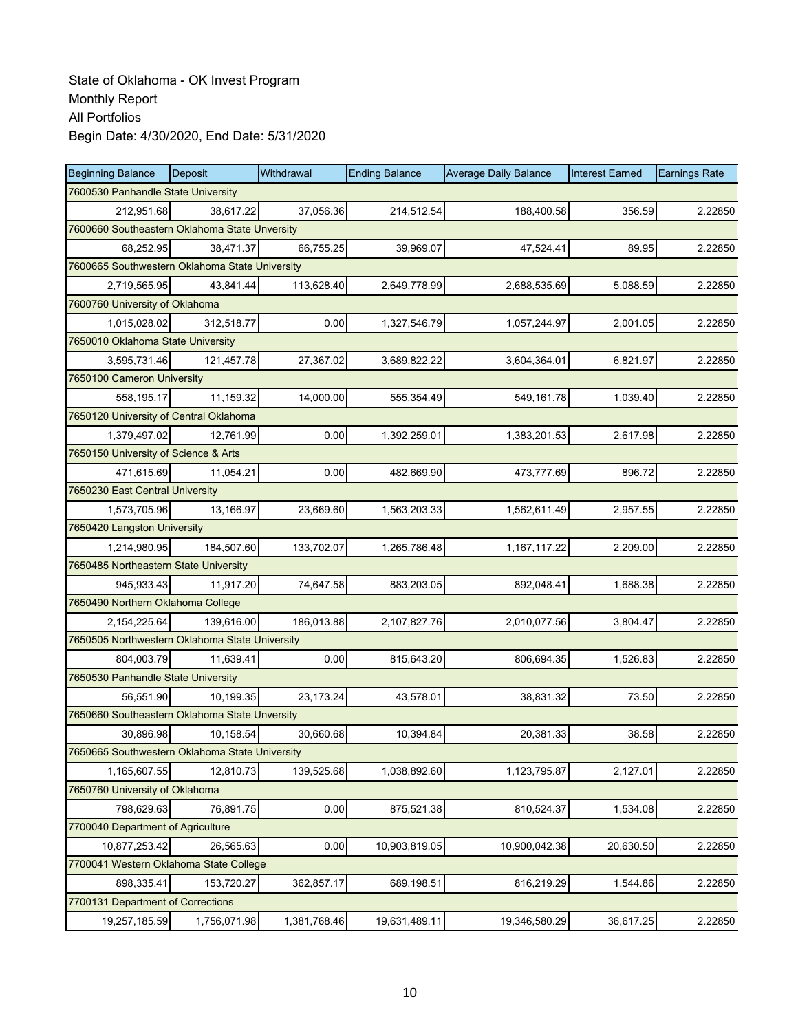State of Oklahoma - OK Invest Program
Monthly Report
All Portfolios
Begin Date: 4/30/2020, End Date: 5/31/2020

| Beginning Balance | Deposit | Withdrawal | Ending Balance | Average Daily Balance | Interest Earned | Earnings Rate |
|---|---|---|---|---|---|---|
| 7600530 Panhandle State University | | | | | | |
| 212,951.68 | 38,617.22 | 37,056.36 | 214,512.54 | 188,400.58 | 356.59 | 2.22850 |
| 7600660 Southeastern Oklahoma State Unversity | | | | | | |
| 68,252.95 | 38,471.37 | 66,755.25 | 39,969.07 | 47,524.41 | 89.95 | 2.22850 |
| 7600665 Southwestern Oklahoma State University | | | | | | |
| 2,719,565.95 | 43,841.44 | 113,628.40 | 2,649,778.99 | 2,688,535.69 | 5,088.59 | 2.22850 |
| 7600760 University of Oklahoma | | | | | | |
| 1,015,028.02 | 312,518.77 | 0.00 | 1,327,546.79 | 1,057,244.97 | 2,001.05 | 2.22850 |
| 7650010 Oklahoma State University | | | | | | |
| 3,595,731.46 | 121,457.78 | 27,367.02 | 3,689,822.22 | 3,604,364.01 | 6,821.97 | 2.22850 |
| 7650100 Cameron University | | | | | | |
| 558,195.17 | 11,159.32 | 14,000.00 | 555,354.49 | 549,161.78 | 1,039.40 | 2.22850 |
| 7650120 University of Central Oklahoma | | | | | | |
| 1,379,497.02 | 12,761.99 | 0.00 | 1,392,259.01 | 1,383,201.53 | 2,617.98 | 2.22850 |
| 7650150 University of Science & Arts | | | | | | |
| 471,615.69 | 11,054.21 | 0.00 | 482,669.90 | 473,777.69 | 896.72 | 2.22850 |
| 7650230 East Central University | | | | | | |
| 1,573,705.96 | 13,166.97 | 23,669.60 | 1,563,203.33 | 1,562,611.49 | 2,957.55 | 2.22850 |
| 7650420 Langston University | | | | | | |
| 1,214,980.95 | 184,507.60 | 133,702.07 | 1,265,786.48 | 1,167,117.22 | 2,209.00 | 2.22850 |
| 7650485 Northeastern State University | | | | | | |
| 945,933.43 | 11,917.20 | 74,647.58 | 883,203.05 | 892,048.41 | 1,688.38 | 2.22850 |
| 7650490 Northern Oklahoma College | | | | | | |
| 2,154,225.64 | 139,616.00 | 186,013.88 | 2,107,827.76 | 2,010,077.56 | 3,804.47 | 2.22850 |
| 7650505 Northwestern Oklahoma State University | | | | | | |
| 804,003.79 | 11,639.41 | 0.00 | 815,643.20 | 806,694.35 | 1,526.83 | 2.22850 |
| 7650530 Panhandle State University | | | | | | |
| 56,551.90 | 10,199.35 | 23,173.24 | 43,578.01 | 38,831.32 | 73.50 | 2.22850 |
| 7650660 Southeastern Oklahoma State Unversity | | | | | | |
| 30,896.98 | 10,158.54 | 30,660.68 | 10,394.84 | 20,381.33 | 38.58 | 2.22850 |
| 7650665 Southwestern Oklahoma State University | | | | | | |
| 1,165,607.55 | 12,810.73 | 139,525.68 | 1,038,892.60 | 1,123,795.87 | 2,127.01 | 2.22850 |
| 7650760 University of Oklahoma | | | | | | |
| 798,629.63 | 76,891.75 | 0.00 | 875,521.38 | 810,524.37 | 1,534.08 | 2.22850 |
| 7700040 Department of Agriculture | | | | | | |
| 10,877,253.42 | 26,565.63 | 0.00 | 10,903,819.05 | 10,900,042.38 | 20,630.50 | 2.22850 |
| 7700041 Western Oklahoma State College | | | | | | |
| 898,335.41 | 153,720.27 | 362,857.17 | 689,198.51 | 816,219.29 | 1,544.86 | 2.22850 |
| 7700131 Department of Corrections | | | | | | |
| 19,257,185.59 | 1,756,071.98 | 1,381,768.46 | 19,631,489.11 | 19,346,580.29 | 36,617.25 | 2.22850 |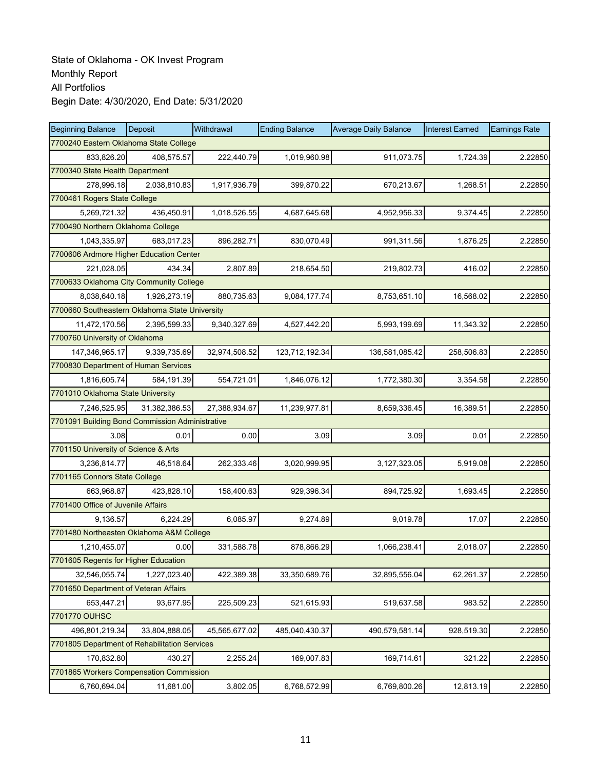State of Oklahoma - OK Invest Program
Monthly Report
All Portfolios
Begin Date: 4/30/2020, End Date: 5/31/2020

| Beginning Balance | Deposit | Withdrawal | Ending Balance | Average Daily Balance | Interest Earned | Earnings Rate |
|---|---|---|---|---|---|---|
| 7700240 Eastern Oklahoma State College | | | | | | |
| 833,826.20 | 408,575.57 | 222,440.79 | 1,019,960.98 | 911,073.75 | 1,724.39 | 2.22850 |
| 7700340 State Health Department | | | | | | |
| 278,996.18 | 2,038,810.83 | 1,917,936.79 | 399,870.22 | 670,213.67 | 1,268.51 | 2.22850 |
| 7700461 Rogers State College | | | | | | |
| 5,269,721.32 | 436,450.91 | 1,018,526.55 | 4,687,645.68 | 4,952,956.33 | 9,374.45 | 2.22850 |
| 7700490 Northern Oklahoma College | | | | | | |
| 1,043,335.97 | 683,017.23 | 896,282.71 | 830,070.49 | 991,311.56 | 1,876.25 | 2.22850 |
| 7700606 Ardmore Higher Education Center | | | | | | |
| 221,028.05 | 434.34 | 2,807.89 | 218,654.50 | 219,802.73 | 416.02 | 2.22850 |
| 7700633 Oklahoma City Community College | | | | | | |
| 8,038,640.18 | 1,926,273.19 | 880,735.63 | 9,084,177.74 | 8,753,651.10 | 16,568.02 | 2.22850 |
| 7700660 Southeastern Oklahoma State University | | | | | | |
| 11,472,170.56 | 2,395,599.33 | 9,340,327.69 | 4,527,442.20 | 5,993,199.69 | 11,343.32 | 2.22850 |
| 7700760 University of Oklahoma | | | | | | |
| 147,346,965.17 | 9,339,735.69 | 32,974,508.52 | 123,712,192.34 | 136,581,085.42 | 258,506.83 | 2.22850 |
| 7700830 Department of Human Services | | | | | | |
| 1,816,605.74 | 584,191.39 | 554,721.01 | 1,846,076.12 | 1,772,380.30 | 3,354.58 | 2.22850 |
| 7701010 Oklahoma State University | | | | | | |
| 7,246,525.95 | 31,382,386.53 | 27,388,934.67 | 11,239,977.81 | 8,659,336.45 | 16,389.51 | 2.22850 |
| 7701091 Building Bond Commission Administrative | | | | | | |
| 3.08 | 0.01 | 0.00 | 3.09 | 3.09 | 0.01 | 2.22850 |
| 7701150 University of Science & Arts | | | | | | |
| 3,236,814.77 | 46,518.64 | 262,333.46 | 3,020,999.95 | 3,127,323.05 | 5,919.08 | 2.22850 |
| 7701165 Connors State College | | | | | | |
| 663,968.87 | 423,828.10 | 158,400.63 | 929,396.34 | 894,725.92 | 1,693.45 | 2.22850 |
| 7701400 Office of Juvenile Affairs | | | | | | |
| 9,136.57 | 6,224.29 | 6,085.97 | 9,274.89 | 9,019.78 | 17.07 | 2.22850 |
| 7701480 Northeasten Oklahoma A&M College | | | | | | |
| 1,210,455.07 | 0.00 | 331,588.78 | 878,866.29 | 1,066,238.41 | 2,018.07 | 2.22850 |
| 7701605 Regents for Higher Education | | | | | | |
| 32,546,055.74 | 1,227,023.40 | 422,389.38 | 33,350,689.76 | 32,895,556.04 | 62,261.37 | 2.22850 |
| 7701650 Department of Veteran Affairs | | | | | | |
| 653,447.21 | 93,677.95 | 225,509.23 | 521,615.93 | 519,637.58 | 983.52 | 2.22850 |
| 7701770 OUHSC | | | | | | |
| 496,801,219.34 | 33,804,888.05 | 45,565,677.02 | 485,040,430.37 | 490,579,581.14 | 928,519.30 | 2.22850 |
| 7701805 Department of Rehabilitation Services | | | | | | |
| 170,832.80 | 430.27 | 2,255.24 | 169,007.83 | 169,714.61 | 321.22 | 2.22850 |
| 7701865 Workers Compensation Commission | | | | | | |
| 6,760,694.04 | 11,681.00 | 3,802.05 | 6,768,572.99 | 6,769,800.26 | 12,813.19 | 2.22850 |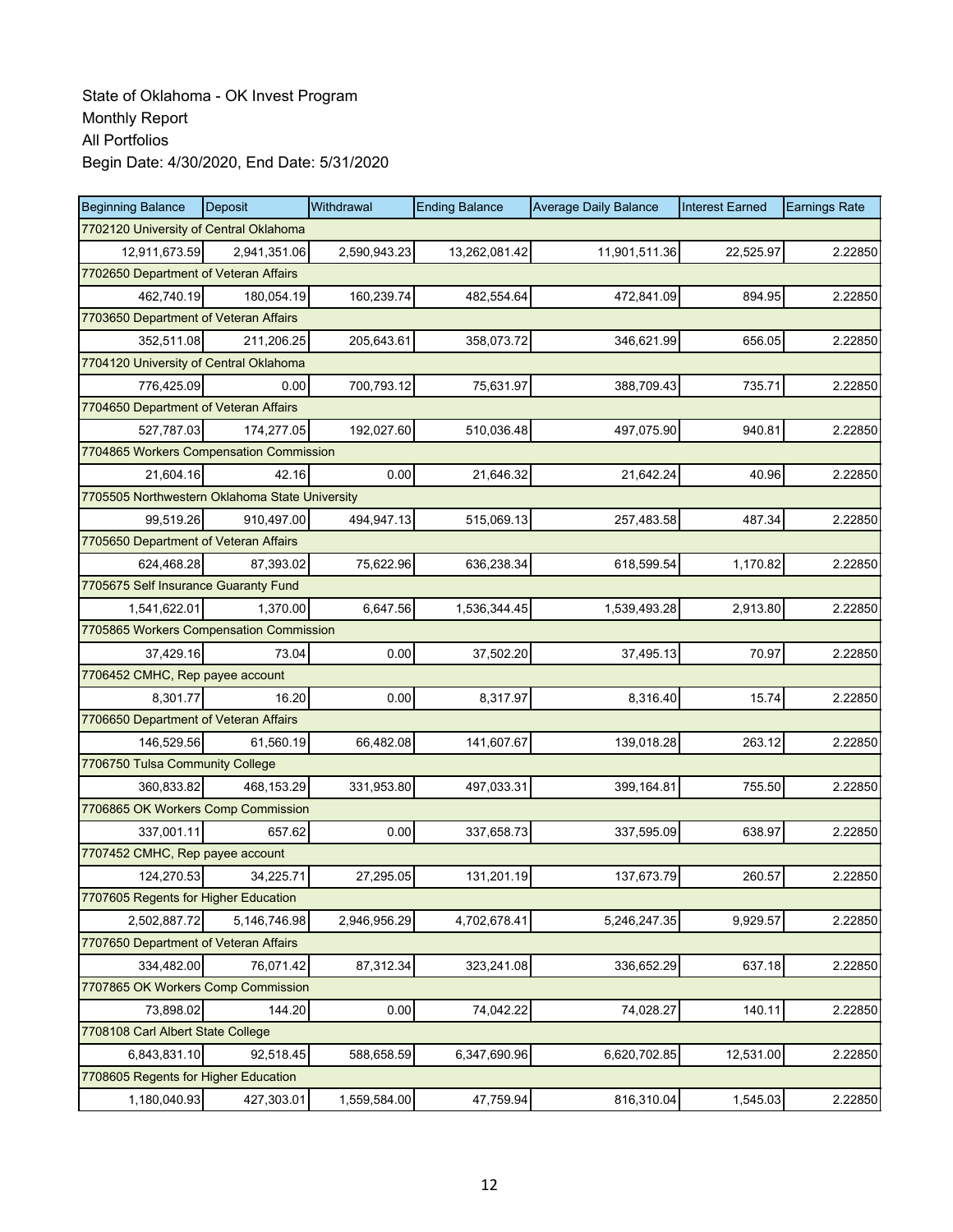State of Oklahoma - OK Invest Program
Monthly Report
All Portfolios
Begin Date: 4/30/2020, End Date: 5/31/2020

| Beginning Balance | Deposit | Withdrawal | Ending Balance | Average Daily Balance | Interest Earned | Earnings Rate |
|---|---|---|---|---|---|---|
| 7702120 University of Central Oklahoma | | | | | | |
| 12,911,673.59 | 2,941,351.06 | 2,590,943.23 | 13,262,081.42 | 11,901,511.36 | 22,525.97 | 2.22850 |
| 7702650 Department of Veteran Affairs | | | | | | |
| 462,740.19 | 180,054.19 | 160,239.74 | 482,554.64 | 472,841.09 | 894.95 | 2.22850 |
| 7703650 Department of Veteran Affairs | | | | | | |
| 352,511.08 | 211,206.25 | 205,643.61 | 358,073.72 | 346,621.99 | 656.05 | 2.22850 |
| 7704120 University of Central Oklahoma | | | | | | |
| 776,425.09 | 0.00 | 700,793.12 | 75,631.97 | 388,709.43 | 735.71 | 2.22850 |
| 7704650 Department of Veteran Affairs | | | | | | |
| 527,787.03 | 174,277.05 | 192,027.60 | 510,036.48 | 497,075.90 | 940.81 | 2.22850 |
| 7704865 Workers Compensation Commission | | | | | | |
| 21,604.16 | 42.16 | 0.00 | 21,646.32 | 21,642.24 | 40.96 | 2.22850 |
| 7705505 Northwestern Oklahoma State University | | | | | | |
| 99,519.26 | 910,497.00 | 494,947.13 | 515,069.13 | 257,483.58 | 487.34 | 2.22850 |
| 7705650 Department of Veteran Affairs | | | | | | |
| 624,468.28 | 87,393.02 | 75,622.96 | 636,238.34 | 618,599.54 | 1,170.82 | 2.22850 |
| 7705675 Self Insurance Guaranty Fund | | | | | | |
| 1,541,622.01 | 1,370.00 | 6,647.56 | 1,536,344.45 | 1,539,493.28 | 2,913.80 | 2.22850 |
| 7705865 Workers Compensation Commission | | | | | | |
| 37,429.16 | 73.04 | 0.00 | 37,502.20 | 37,495.13 | 70.97 | 2.22850 |
| 7706452 CMHC, Rep payee account | | | | | | |
| 8,301.77 | 16.20 | 0.00 | 8,317.97 | 8,316.40 | 15.74 | 2.22850 |
| 7706650 Department of Veteran Affairs | | | | | | |
| 146,529.56 | 61,560.19 | 66,482.08 | 141,607.67 | 139,018.28 | 263.12 | 2.22850 |
| 7706750 Tulsa Community College | | | | | | |
| 360,833.82 | 468,153.29 | 331,953.80 | 497,033.31 | 399,164.81 | 755.50 | 2.22850 |
| 7706865 OK Workers Comp Commission | | | | | | |
| 337,001.11 | 657.62 | 0.00 | 337,658.73 | 337,595.09 | 638.97 | 2.22850 |
| 7707452 CMHC, Rep payee account | | | | | | |
| 124,270.53 | 34,225.71 | 27,295.05 | 131,201.19 | 137,673.79 | 260.57 | 2.22850 |
| 7707605 Regents for Higher Education | | | | | | |
| 2,502,887.72 | 5,146,746.98 | 2,946,956.29 | 4,702,678.41 | 5,246,247.35 | 9,929.57 | 2.22850 |
| 7707650 Department of Veteran Affairs | | | | | | |
| 334,482.00 | 76,071.42 | 87,312.34 | 323,241.08 | 336,652.29 | 637.18 | 2.22850 |
| 7707865 OK Workers Comp Commission | | | | | | |
| 73,898.02 | 144.20 | 0.00 | 74,042.22 | 74,028.27 | 140.11 | 2.22850 |
| 7708108 Carl Albert State College | | | | | | |
| 6,843,831.10 | 92,518.45 | 588,658.59 | 6,347,690.96 | 6,620,702.85 | 12,531.00 | 2.22850 |
| 7708605 Regents for Higher Education | | | | | | |
| 1,180,040.93 | 427,303.01 | 1,559,584.00 | 47,759.94 | 816,310.04 | 1,545.03 | 2.22850 |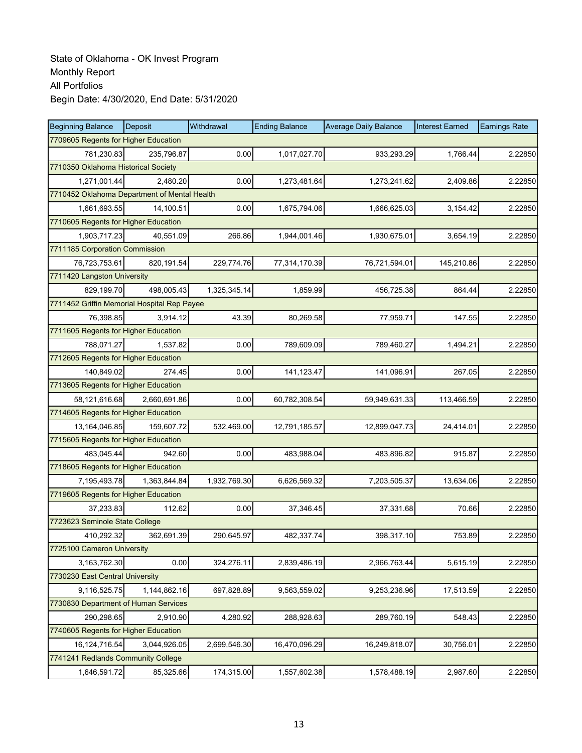State of Oklahoma - OK Invest Program
Monthly Report
All Portfolios
Begin Date: 4/30/2020, End Date: 5/31/2020

| Beginning Balance | Deposit | Withdrawal | Ending Balance | Average Daily Balance | Interest Earned | Earnings Rate |
|---|---|---|---|---|---|---|
| 7709605 Regents for Higher Education | | | | | | |
| 781,230.83 | 235,796.87 | 0.00 | 1,017,027.70 | 933,293.29 | 1,766.44 | 2.22850 |
| 7710350 Oklahoma Historical Society | | | | | | |
| 1,271,001.44 | 2,480.20 | 0.00 | 1,273,481.64 | 1,273,241.62 | 2,409.86 | 2.22850 |
| 7710452 Oklahoma Department of Mental Health | | | | | | |
| 1,661,693.55 | 14,100.51 | 0.00 | 1,675,794.06 | 1,666,625.03 | 3,154.42 | 2.22850 |
| 7710605 Regents for Higher Education | | | | | | |
| 1,903,717.23 | 40,551.09 | 266.86 | 1,944,001.46 | 1,930,675.01 | 3,654.19 | 2.22850 |
| 7711185 Corporation Commission | | | | | | |
| 76,723,753.61 | 820,191.54 | 229,774.76 | 77,314,170.39 | 76,721,594.01 | 145,210.86 | 2.22850 |
| 7711420 Langston University | | | | | | |
| 829,199.70 | 498,005.43 | 1,325,345.14 | 1,859.99 | 456,725.38 | 864.44 | 2.22850 |
| 7711452 Griffin Memorial Hospital Rep Payee | | | | | | |
| 76,398.85 | 3,914.12 | 43.39 | 80,269.58 | 77,959.71 | 147.55 | 2.22850 |
| 7711605 Regents for Higher Education | | | | | | |
| 788,071.27 | 1,537.82 | 0.00 | 789,609.09 | 789,460.27 | 1,494.21 | 2.22850 |
| 7712605 Regents for Higher Education | | | | | | |
| 140,849.02 | 274.45 | 0.00 | 141,123.47 | 141,096.91 | 267.05 | 2.22850 |
| 7713605 Regents for Higher Education | | | | | | |
| 58,121,616.68 | 2,660,691.86 | 0.00 | 60,782,308.54 | 59,949,631.33 | 113,466.59 | 2.22850 |
| 7714605 Regents for Higher Education | | | | | | |
| 13,164,046.85 | 159,607.72 | 532,469.00 | 12,791,185.57 | 12,899,047.73 | 24,414.01 | 2.22850 |
| 7715605 Regents for Higher Education | | | | | | |
| 483,045.44 | 942.60 | 0.00 | 483,988.04 | 483,896.82 | 915.87 | 2.22850 |
| 7718605 Regents for Higher Education | | | | | | |
| 7,195,493.78 | 1,363,844.84 | 1,932,769.30 | 6,626,569.32 | 7,203,505.37 | 13,634.06 | 2.22850 |
| 7719605 Regents for Higher Education | | | | | | |
| 37,233.83 | 112.62 | 0.00 | 37,346.45 | 37,331.68 | 70.66 | 2.22850 |
| 7723623 Seminole State College | | | | | | |
| 410,292.32 | 362,691.39 | 290,645.97 | 482,337.74 | 398,317.10 | 753.89 | 2.22850 |
| 7725100 Cameron University | | | | | | |
| 3,163,762.30 | 0.00 | 324,276.11 | 2,839,486.19 | 2,966,763.44 | 5,615.19 | 2.22850 |
| 7730230 East Central University | | | | | | |
| 9,116,525.75 | 1,144,862.16 | 697,828.89 | 9,563,559.02 | 9,253,236.96 | 17,513.59 | 2.22850 |
| 7730830 Department of Human Services | | | | | | |
| 290,298.65 | 2,910.90 | 4,280.92 | 288,928.63 | 289,760.19 | 548.43 | 2.22850 |
| 7740605 Regents for Higher Education | | | | | | |
| 16,124,716.54 | 3,044,926.05 | 2,699,546.30 | 16,470,096.29 | 16,249,818.07 | 30,756.01 | 2.22850 |
| 7741241 Redlands Community College | | | | | | |
| 1,646,591.72 | 85,325.66 | 174,315.00 | 1,557,602.38 | 1,578,488.19 | 2,987.60 | 2.22850 |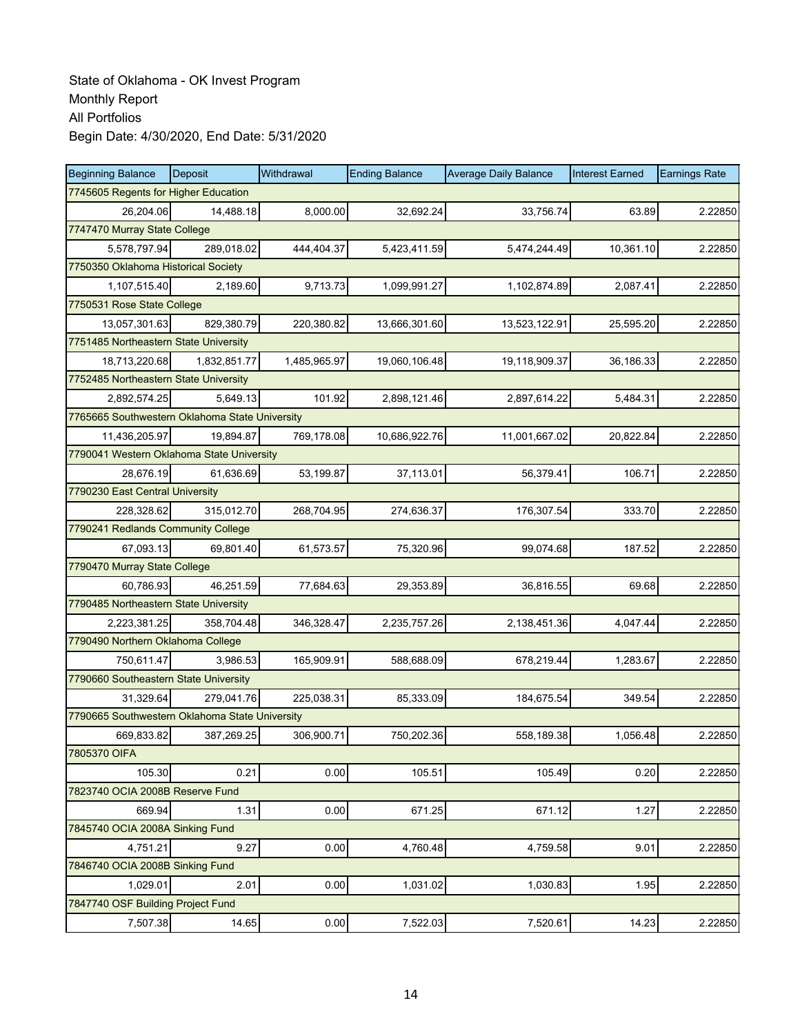State of Oklahoma - OK Invest Program
Monthly Report
All Portfolios
Begin Date: 4/30/2020, End Date: 5/31/2020

| Beginning Balance | Deposit | Withdrawal | Ending Balance | Average Daily Balance | Interest Earned | Earnings Rate |
|---|---|---|---|---|---|---|
| 7745605 Regents for Higher Education | | | | | | |
| 26,204.06 | 14,488.18 | 8,000.00 | 32,692.24 | 33,756.74 | 63.89 | 2.22850 |
| 7747470 Murray State College | | | | | | |
| 5,578,797.94 | 289,018.02 | 444,404.37 | 5,423,411.59 | 5,474,244.49 | 10,361.10 | 2.22850 |
| 7750350 Oklahoma Historical Society | | | | | | |
| 1,107,515.40 | 2,189.60 | 9,713.73 | 1,099,991.27 | 1,102,874.89 | 2,087.41 | 2.22850 |
| 7750531 Rose State College | | | | | | |
| 13,057,301.63 | 829,380.79 | 220,380.82 | 13,666,301.60 | 13,523,122.91 | 25,595.20 | 2.22850 |
| 7751485 Northeastern State University | | | | | | |
| 18,713,220.68 | 1,832,851.77 | 1,485,965.97 | 19,060,106.48 | 19,118,909.37 | 36,186.33 | 2.22850 |
| 7752485 Northeastern State University | | | | | | |
| 2,892,574.25 | 5,649.13 | 101.92 | 2,898,121.46 | 2,897,614.22 | 5,484.31 | 2.22850 |
| 7765665 Southwestern Oklahoma State University | | | | | | |
| 11,436,205.97 | 19,894.87 | 769,178.08 | 10,686,922.76 | 11,001,667.02 | 20,822.84 | 2.22850 |
| 7790041 Western Oklahoma State University | | | | | | |
| 28,676.19 | 61,636.69 | 53,199.87 | 37,113.01 | 56,379.41 | 106.71 | 2.22850 |
| 7790230 East Central University | | | | | | |
| 228,328.62 | 315,012.70 | 268,704.95 | 274,636.37 | 176,307.54 | 333.70 | 2.22850 |
| 7790241 Redlands Community College | | | | | | |
| 67,093.13 | 69,801.40 | 61,573.57 | 75,320.96 | 99,074.68 | 187.52 | 2.22850 |
| 7790470 Murray State College | | | | | | |
| 60,786.93 | 46,251.59 | 77,684.63 | 29,353.89 | 36,816.55 | 69.68 | 2.22850 |
| 7790485 Northeastern State University | | | | | | |
| 2,223,381.25 | 358,704.48 | 346,328.47 | 2,235,757.26 | 2,138,451.36 | 4,047.44 | 2.22850 |
| 7790490 Northern Oklahoma College | | | | | | |
| 750,611.47 | 3,986.53 | 165,909.91 | 588,688.09 | 678,219.44 | 1,283.67 | 2.22850 |
| 7790660 Southeastern State University | | | | | | |
| 31,329.64 | 279,041.76 | 225,038.31 | 85,333.09 | 184,675.54 | 349.54 | 2.22850 |
| 7790665 Southwestern Oklahoma State University | | | | | | |
| 669,833.82 | 387,269.25 | 306,900.71 | 750,202.36 | 558,189.38 | 1,056.48 | 2.22850 |
| 7805370 OIFA | | | | | | |
| 105.30 | 0.21 | 0.00 | 105.51 | 105.49 | 0.20 | 2.22850 |
| 7823740 OCIA 2008B Reserve Fund | | | | | | |
| 669.94 | 1.31 | 0.00 | 671.25 | 671.12 | 1.27 | 2.22850 |
| 7845740 OCIA 2008A Sinking Fund | | | | | | |
| 4,751.21 | 9.27 | 0.00 | 4,760.48 | 4,759.58 | 9.01 | 2.22850 |
| 7846740 OCIA 2008B Sinking Fund | | | | | | |
| 1,029.01 | 2.01 | 0.00 | 1,031.02 | 1,030.83 | 1.95 | 2.22850 |
| 7847740 OSF Building Project Fund | | | | | | |
| 7,507.38 | 14.65 | 0.00 | 7,522.03 | 7,520.61 | 14.23 | 2.22850 |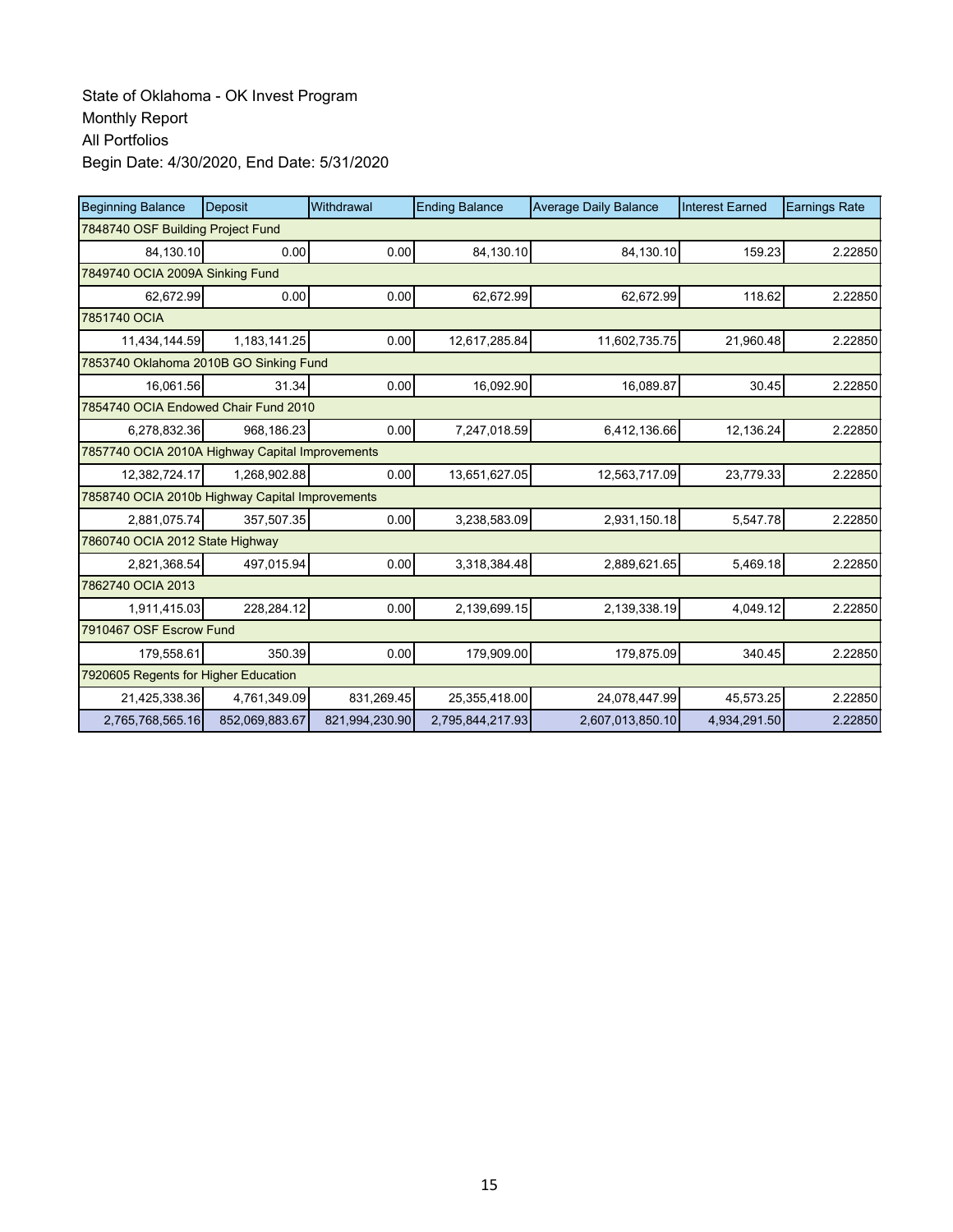State of Oklahoma - OK Invest Program
Monthly Report
All Portfolios
Begin Date: 4/30/2020, End Date: 5/31/2020

| Beginning Balance | Deposit | Withdrawal | Ending Balance | Average Daily Balance | Interest Earned | Earnings Rate |
|---|---|---|---|---|---|---|
| 7848740 OSF Building Project Fund | | | | | | |
| 84,130.10 | 0.00 | 0.00 | 84,130.10 | 84,130.10 | 159.23 | 2.22850 |
| 7849740 OCIA 2009A Sinking Fund | | | | | | |
| 62,672.99 | 0.00 | 0.00 | 62,672.99 | 62,672.99 | 118.62 | 2.22850 |
| 7851740 OCIA | | | | | | |
| 11,434,144.59 | 1,183,141.25 | 0.00 | 12,617,285.84 | 11,602,735.75 | 21,960.48 | 2.22850 |
| 7853740 Oklahoma 2010B GO Sinking Fund | | | | | | |
| 16,061.56 | 31.34 | 0.00 | 16,092.90 | 16,089.87 | 30.45 | 2.22850 |
| 7854740 OCIA Endowed Chair Fund 2010 | | | | | | |
| 6,278,832.36 | 968,186.23 | 0.00 | 7,247,018.59 | 6,412,136.66 | 12,136.24 | 2.22850 |
| 7857740 OCIA 2010A Highway Capital Improvements | | | | | | |
| 12,382,724.17 | 1,268,902.88 | 0.00 | 13,651,627.05 | 12,563,717.09 | 23,779.33 | 2.22850 |
| 7858740 OCIA 2010b Highway Capital Improvements | | | | | | |
| 2,881,075.74 | 357,507.35 | 0.00 | 3,238,583.09 | 2,931,150.18 | 5,547.78 | 2.22850 |
| 7860740 OCIA 2012 State Highway | | | | | | |
| 2,821,368.54 | 497,015.94 | 0.00 | 3,318,384.48 | 2,889,621.65 | 5,469.18 | 2.22850 |
| 7862740 OCIA 2013 | | | | | | |
| 1,911,415.03 | 228,284.12 | 0.00 | 2,139,699.15 | 2,139,338.19 | 4,049.12 | 2.22850 |
| 7910467 OSF Escrow Fund | | | | | | |
| 179,558.61 | 350.39 | 0.00 | 179,909.00 | 179,875.09 | 340.45 | 2.22850 |
| 7920605 Regents for Higher Education | | | | | | |
| 21,425,338.36 | 4,761,349.09 | 831,269.45 | 25,355,418.00 | 24,078,447.99 | 45,573.25 | 2.22850 |
| 2,765,768,565.16 | 852,069,883.67 | 821,994,230.90 | 2,795,844,217.93 | 2,607,013,850.10 | 4,934,291.50 | 2.22850 |